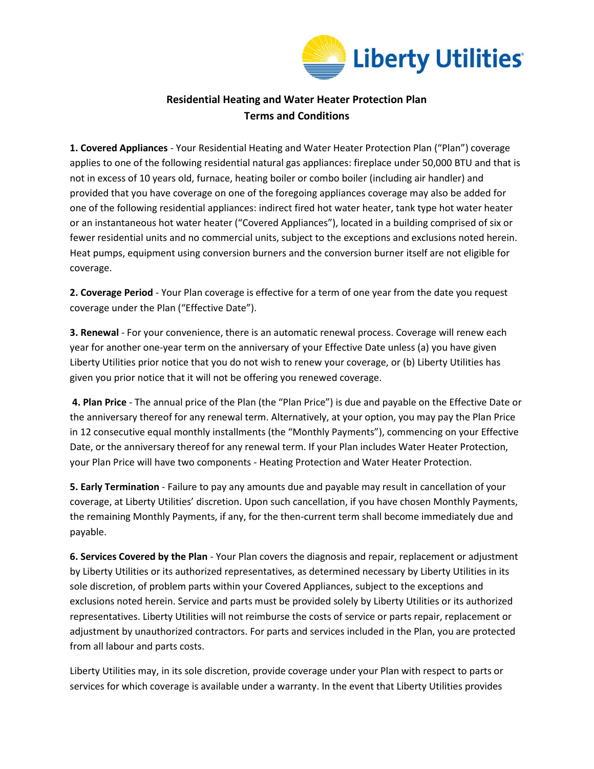Liberty Utilities

# Residential Heating and Water Heater Protection Plan Terms and Conditions

**1. Covered Appliances** - Your Residential Heating and Water Heater Protection Plan ("Plan") coverage applies to one of the following residential natural gas appliances: fireplace under 50,000 BTU and that is not in excess of 10 years old, furnace, heating boiler or combo boiler (including air handler) and provided that you have coverage on one of the foregoing appliances coverage may also be added for one of the following residential appliances: indirect fired hot water heater, tank type hot water heater or an instantaneous hot water heater ("Covered Appliances"), located in a building comprised of six or fewer residential units and no commercial units, subject to the exceptions and exclusions noted herein. Heat pumps, equipment using conversion burners and the conversion burner itself are not eligible for coverage.

**2. Coverage Period** - Your Plan coverage is effective for a term of one year from the date you request coverage under the Plan ("Effective Date").

**3. Renewal** - For your convenience, there is an automatic renewal process. Coverage will renew each year for another one-year term on the anniversary of your Effective Date unless (a) you have given Liberty Utilities prior notice that you do not wish to renew your coverage, or (b) Liberty Utilities has given you prior notice that it will not be offering you renewed coverage.

**4. Plan Price** - The annual price of the Plan (the "Plan Price") is due and payable on the Effective Date or the anniversary thereof for any renewal term. Alternatively, at your option, you may pay the Plan Price in 12 consecutive equal monthly installments (the "Monthly Payments"), commencing on your Effective Date, or the anniversary thereof for any renewal term. If your Plan includes Water Heater Protection, your Plan Price will have two components - Heating Protection and Water Heater Protection.

**5. Early Termination** - Failure to pay any amounts due and payable may result in cancellation of your coverage, at Liberty Utilities' discretion. Upon such cancellation, if you have chosen Monthly Payments, the remaining Monthly Payments, if any, for the then-current term shall become immediately due and payable.

**6. Services Covered by the Plan** - Your Plan covers the diagnosis and repair, replacement or adjustment by Liberty Utilities or its authorized representatives, as determined necessary by Liberty Utilities in its sole discretion, of problem parts within your Covered Appliances, subject to the exceptions and exclusions noted herein. Service and parts must be provided solely by Liberty Utilities or its authorized representatives. Liberty Utilities will not reimburse the costs of service or parts repair, replacement or adjustment by unauthorized contractors. For parts and services included in the Plan, you are protected from all labour and parts costs.

Liberty Utilities may, in its sole discretion, provide coverage under your Plan with respect to parts or services for which coverage is available under a warranty. In the event that Liberty Utilities provides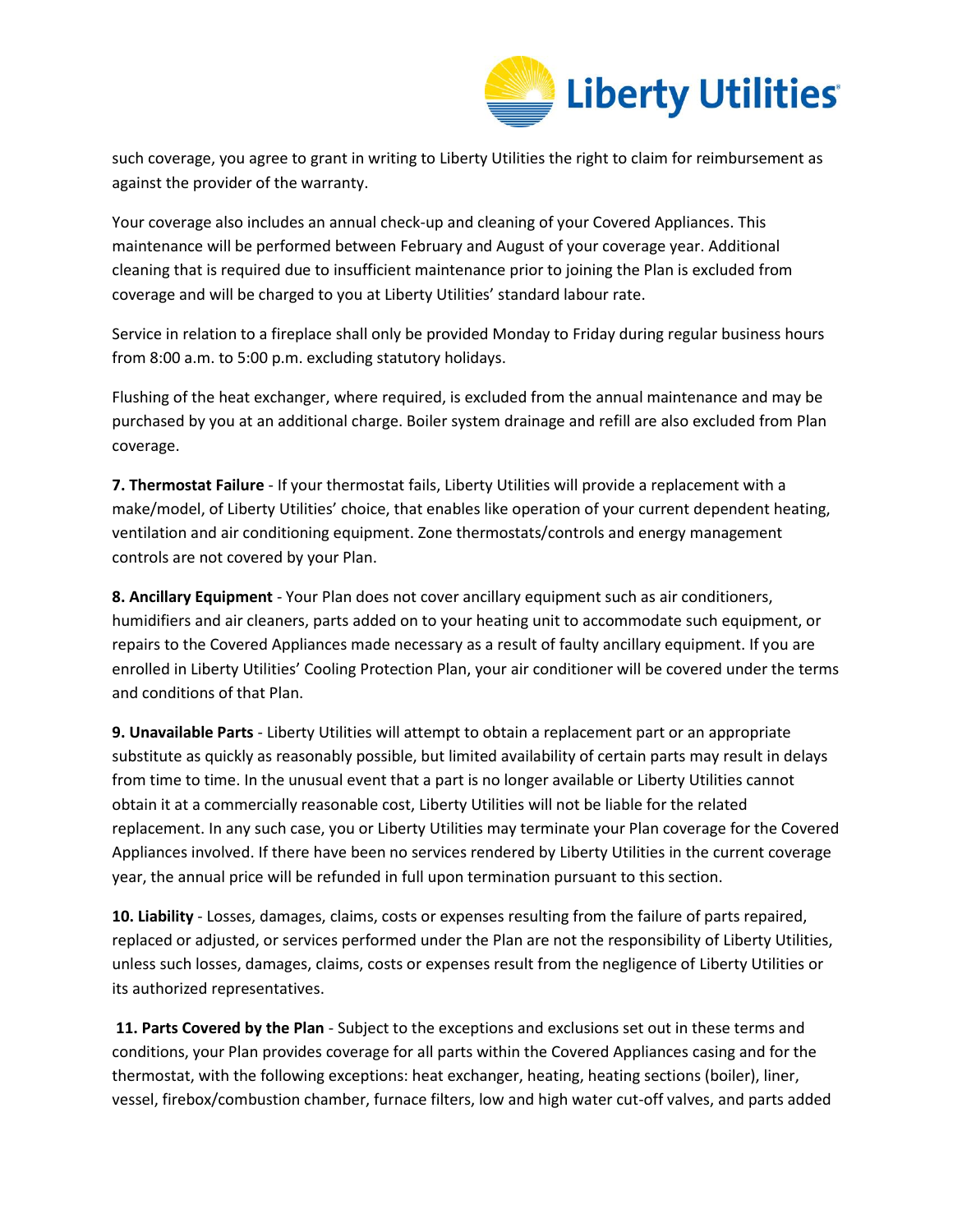such coverage, you agree to grant in writing to Liberty Utilities the right to claim for reimbursement as against the provider of the warranty.

Your coverage also includes an annual check-up and cleaning of your Covered Appliances. This maintenance will be performed between February and August of your coverage year. Additional cleaning that is required due to insufficient maintenance prior to joining the Plan is excluded from coverage and will be charged to you at Liberty Utilities' standard labour rate.

Service in relation to a fireplace shall only be provided Monday to Friday during regular business hours from 8:00 a.m. to 5:00 p.m. excluding statutory holidays.

Flushing of the heat exchanger, where required, is excluded from the annual maintenance and may be purchased by you at an additional charge. Boiler system drainage and refill are also excluded from Plan coverage.

**7. Thermostat Failure** - If your thermostat fails, Liberty Utilities will provide a replacement with a make/model, of Liberty Utilities' choice, that enables like operation of your current dependent heating, ventilation and air conditioning equipment. Zone thermostats/controls and energy management controls are not covered by your Plan.

**8. Ancillary Equipment** - Your Plan does not cover ancillary equipment such as air conditioners, humidifiers and air cleaners, parts added on to your heating unit to accommodate such equipment, or repairs to the Covered Appliances made necessary as a result of faulty ancillary equipment. If you are enrolled in Liberty Utilities' Cooling Protection Plan, your air conditioner will be covered under the terms and conditions of that Plan.

**9. Unavailable Parts** - Liberty Utilities will attempt to obtain a replacement part or an appropriate substitute as quickly as reasonably possible, but limited availability of certain parts may result in delays from time to time. In the unusual event that a part is no longer available or Liberty Utilities cannot obtain it at a commercially reasonable cost, Liberty Utilities will not be liable for the related replacement. In any such case, you or Liberty Utilities may terminate your Plan coverage for the Covered Appliances involved. If there have been no services rendered by Liberty Utilities in the current coverage year, the annual price will be refunded in full upon termination pursuant to this section.

**10. Liability** - Losses, damages, claims, costs or expenses resulting from the failure of parts repaired, replaced or adjusted, or services performed under the Plan are not the responsibility of Liberty Utilities, unless such losses, damages, claims, costs or expenses result from the negligence of Liberty Utilities or its authorized representatives.

**11. Parts Covered by the Plan** - Subject to the exceptions and exclusions set out in these terms and conditions, your Plan provides coverage for all parts within the Covered Appliances casing and for the thermostat, with the following exceptions: heat exchanger, heating, heating sections (boiler), liner, vessel, firebox/combustion chamber, furnace filters, low and high water cut-off valves, and parts added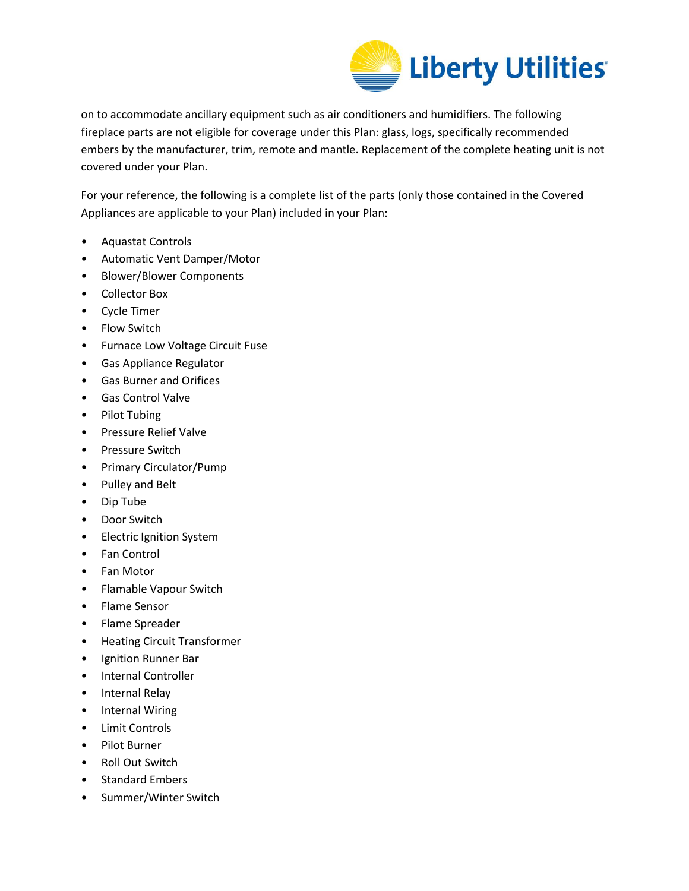on to accommodate ancillary equipment such as air conditioners and humidifiers. The following fireplace parts are not eligible for coverage under this Plan: glass, logs, specifically recommended embers by the manufacturer, trim, remote and mantle. Replacement of the complete heating unit is not covered under your Plan.

For your reference, the following is a complete list of the parts (only those contained in the Covered Appliances are applicable to your Plan) included in your Plan:

- Aquastat Controls
- Automatic Vent Damper/Motor
- Blower/Blower Components
- Collector Box
- Cycle Timer
- Flow Switch
- Furnace Low Voltage Circuit Fuse
- Gas Appliance Regulator
- Gas Burner and Orifices
- Gas Control Valve
- Pilot Tubing
- Pressure Relief Valve
- Pressure Switch
- Primary Circulator/Pump
- Pulley and Belt
- Dip Tube
- Door Switch
- Electric Ignition System
- Fan Control
- Fan Motor
- Flamable Vapour Switch
- Flame Sensor
- Flame Spreader
- Heating Circuit Transformer
- Ignition Runner Bar
- Internal Controller
- Internal Relay
- Internal Wiring
- Limit Controls
- Pilot Burner
- Roll Out Switch
- Standard Embers
- Summer/Winter Switch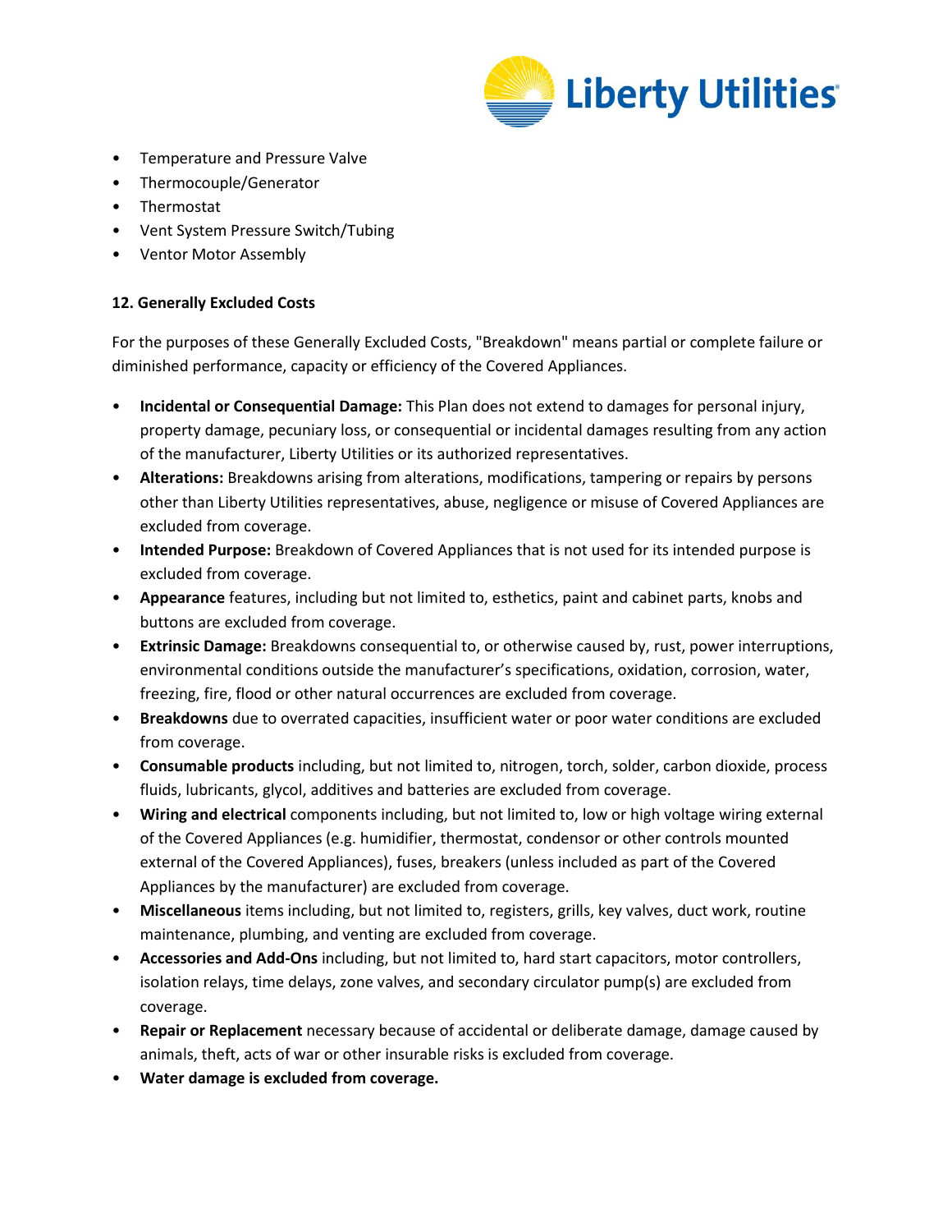- Temperature and Pressure Valve
- Thermocouple/Generator
- Thermostat
- Vent System Pressure Switch/Tubing
- Ventor Motor Assembly

**12. Generally Excluded Costs**

For the purposes of these Generally Excluded Costs, "Breakdown" means partial or complete failure or diminished performance, capacity or efficiency of the Covered Appliances.

- **Incidental or Consequential Damage:** This Plan does not extend to damages for personal injury, property damage, pecuniary loss, or consequential or incidental damages resulting from any action of the manufacturer, Liberty Utilities or its authorized representatives.
- **Alterations:** Breakdowns arising from alterations, modifications, tampering or repairs by persons other than Liberty Utilities representatives, abuse, negligence or misuse of Covered Appliances are excluded from coverage.
- **Intended Purpose:** Breakdown of Covered Appliances that is not used for its intended purpose is excluded from coverage.
- **Appearance** features, including but not limited to, esthetics, paint and cabinet parts, knobs and buttons are excluded from coverage.
- **Extrinsic Damage:** Breakdowns consequential to, or otherwise caused by, rust, power interruptions, environmental conditions outside the manufacturer's specifications, oxidation, corrosion, water, freezing, fire, flood or other natural occurrences are excluded from coverage.
- **Breakdowns** due to overrated capacities, insufficient water or poor water conditions are excluded from coverage.
- **Consumable products** including, but not limited to, nitrogen, torch, solder, carbon dioxide, process fluids, lubricants, glycol, additives and batteries are excluded from coverage.
- **Wiring and electrical** components including, but not limited to, low or high voltage wiring external of the Covered Appliances (e.g. humidifier, thermostat, condensor or other controls mounted external of the Covered Appliances), fuses, breakers (unless included as part of the Covered Appliances by the manufacturer) are excluded from coverage.
- **Miscellaneous** items including, but not limited to, registers, grills, key valves, duct work, routine maintenance, plumbing, and venting are excluded from coverage.
- **Accessories and Add-Ons** including, but not limited to, hard start capacitors, motor controllers, isolation relays, time delays, zone valves, and secondary circulator pump(s) are excluded from coverage.
- **Repair or Replacement** necessary because of accidental or deliberate damage, damage caused by animals, theft, acts of war or other insurable risks is excluded from coverage.
- **Water damage is excluded from coverage.**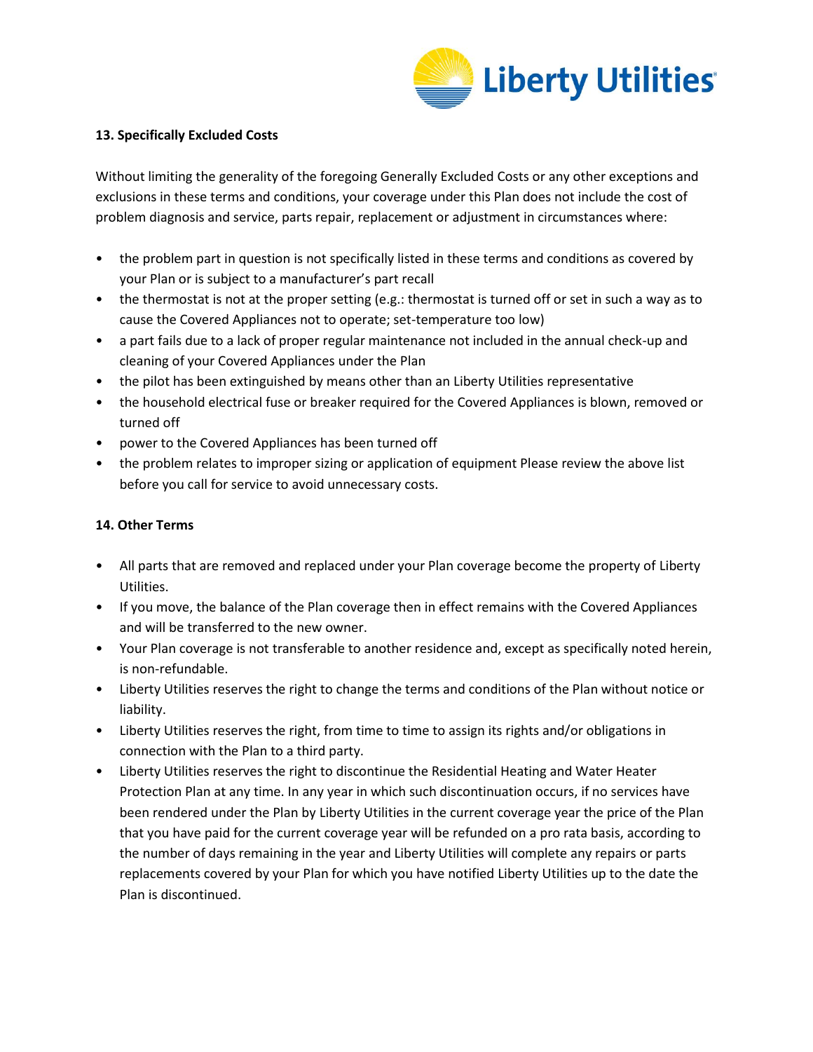**13. Specifically Excluded Costs**

Without limiting the generality of the foregoing Generally Excluded Costs or any other exceptions and exclusions in these terms and conditions, your coverage under this Plan does not include the cost of problem diagnosis and service, parts repair, replacement or adjustment in circumstances where:

- the problem part in question is not specifically listed in these terms and conditions as covered by your Plan or is subject to a manufacturer's part recall
- the thermostat is not at the proper setting (e.g.: thermostat is turned off or set in such a way as to cause the Covered Appliances not to operate; set-temperature too low)
- a part fails due to a lack of proper regular maintenance not included in the annual check-up and cleaning of your Covered Appliances under the Plan
- the pilot has been extinguished by means other than an Liberty Utilities representative
- the household electrical fuse or breaker required for the Covered Appliances is blown, removed or turned off
- power to the Covered Appliances has been turned off
- the problem relates to improper sizing or application of equipment Please review the above list before you call for service to avoid unnecessary costs.

**14. Other Terms**

- All parts that are removed and replaced under your Plan coverage become the property of Liberty Utilities.
- If you move, the balance of the Plan coverage then in effect remains with the Covered Appliances and will be transferred to the new owner.
- Your Plan coverage is not transferable to another residence and, except as specifically noted herein, is non-refundable.
- Liberty Utilities reserves the right to change the terms and conditions of the Plan without notice or liability.
- Liberty Utilities reserves the right, from time to time to assign its rights and/or obligations in connection with the Plan to a third party.
- Liberty Utilities reserves the right to discontinue the Residential Heating and Water Heater Protection Plan at any time. In any year in which such discontinuation occurs, if no services have been rendered under the Plan by Liberty Utilities in the current coverage year the price of the Plan that you have paid for the current coverage year will be refunded on a pro rata basis, according to the number of days remaining in the year and Liberty Utilities will complete any repairs or parts replacements covered by your Plan for which you have notified Liberty Utilities up to the date the Plan is discontinued.